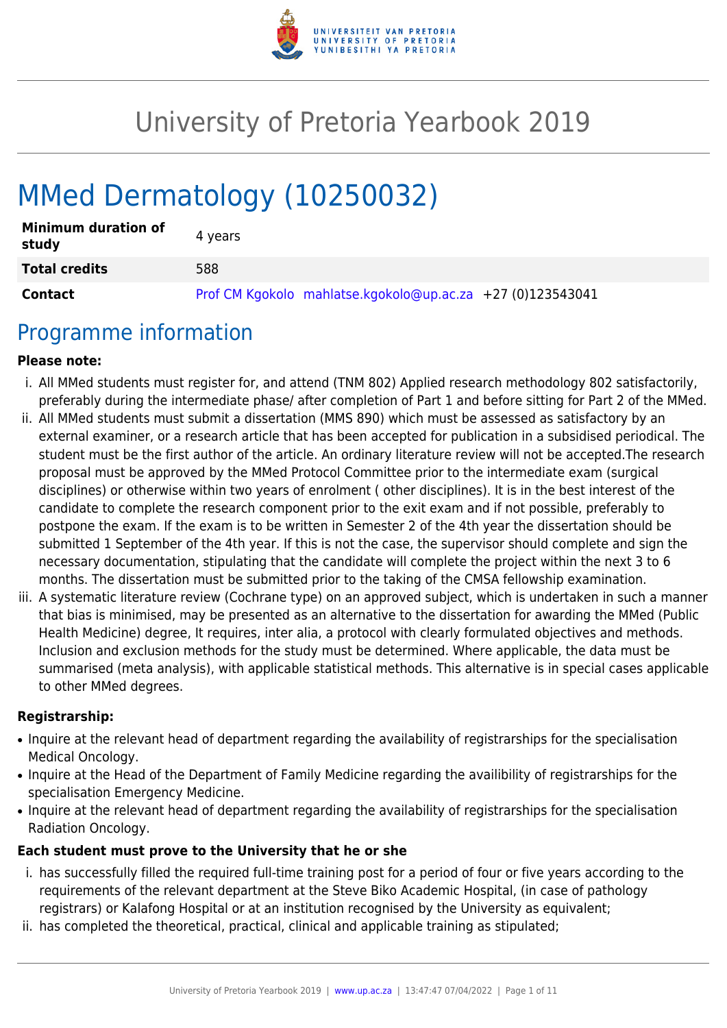# University of Pretoria Yearbook 2019

# MMed Dermatology (10250032)

| | |
|---|---|
| **Minimum duration of study** | 4 years |
| **Total credits** | 588 |
| **Contact** | Prof CM Kgokolo mahlatse.kgokolo@up.ac.za +27 (0)123543041 |

## Programme information

**Please note:**

i. All MMed students must register for, and attend (TNM 802) Applied research methodology 802 satisfactorily, preferably during the intermediate phase/ after completion of Part 1 and before sitting for Part 2 of the MMed.
ii. All MMed students must submit a dissertation (MMS 890) which must be assessed as satisfactory by an external examiner, or a research article that has been accepted for publication in a subsidised periodical. The student must be the first author of the article. An ordinary literature review will not be accepted.The research proposal must be approved by the MMed Protocol Committee prior to the intermediate exam (surgical disciplines) or otherwise within two years of enrolment ( other disciplines). It is in the best interest of the candidate to complete the research component prior to the exit exam and if not possible, preferably to postpone the exam. If the exam is to be written in Semester 2 of the 4th year the dissertation should be submitted 1 September of the 4th year. If this is not the case, the supervisor should complete and sign the necessary documentation, stipulating that the candidate will complete the project within the next 3 to 6 months. The dissertation must be submitted prior to the taking of the CMSA fellowship examination.
iii. A systematic literature review (Cochrane type) on an approved subject, which is undertaken in such a manner that bias is minimised, may be presented as an alternative to the dissertation for awarding the MMed (Public Health Medicine) degree, It requires, inter alia, a protocol with clearly formulated objectives and methods. Inclusion and exclusion methods for the study must be determined. Where applicable, the data must be summarised (meta analysis), with applicable statistical methods. This alternative is in special cases applicable to other MMed degrees.

**Registrarship:**

- Inquire at the relevant head of department regarding the availability of registrarships for the specialisation Medical Oncology.
- Inquire at the Head of the Department of Family Medicine regarding the availibility of registrarships for the specialisation Emergency Medicine.
- Inquire at the relevant head of department regarding the availability of registrarships for the specialisation Radiation Oncology.

**Each student must prove to the University that he or she**

i. has successfully filled the required full-time training post for a period of four or five years according to the requirements of the relevant department at the Steve Biko Academic Hospital, (in case of pathology registrars) or Kalafong Hospital or at an institution recognised by the University as equivalent;
ii. has completed the theoretical, practical, clinical and applicable training as stipulated;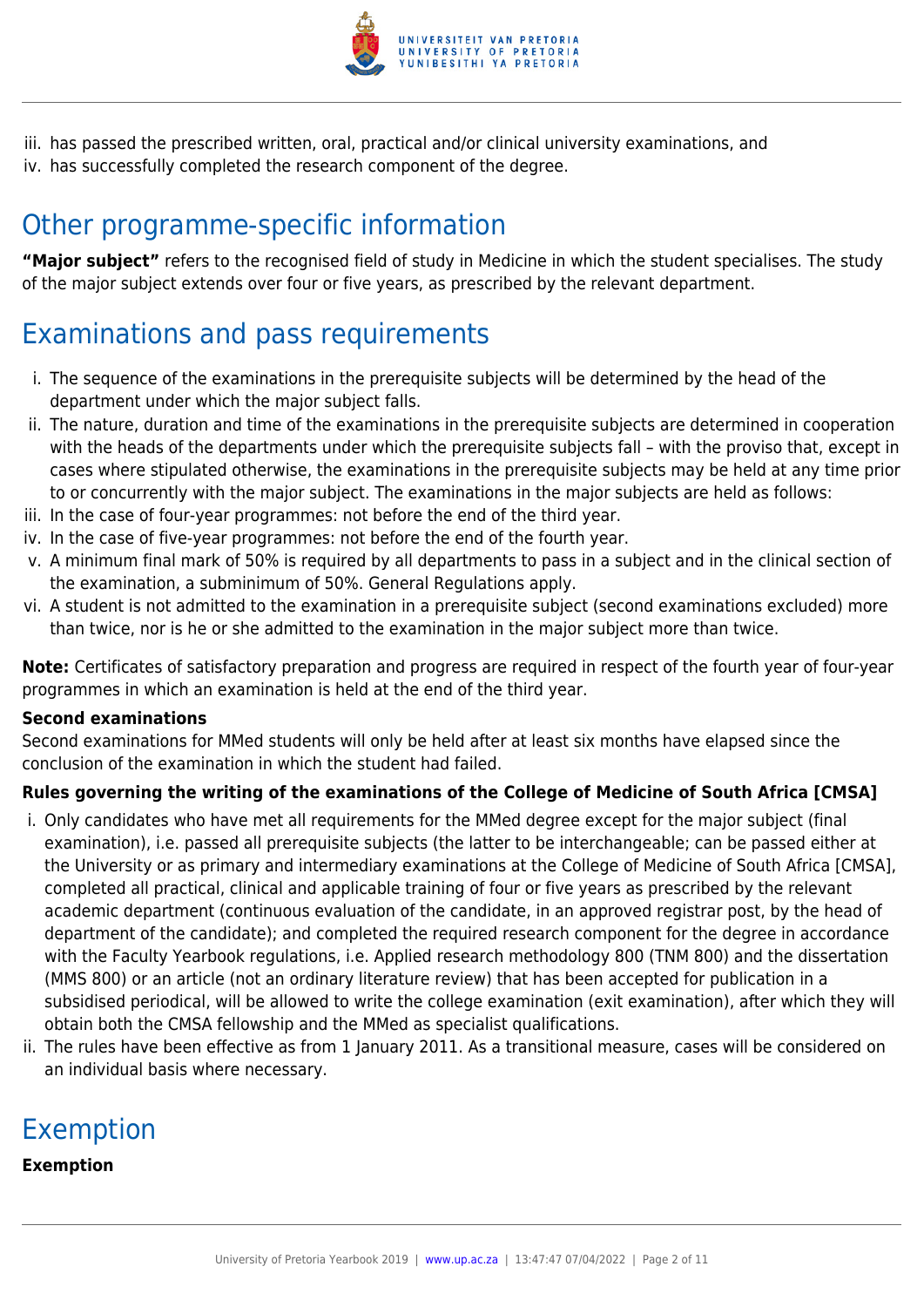iii. has passed the prescribed written, oral, practical and/or clinical university examinations, and
iv. has successfully completed the research component of the degree.

## Other programme-specific information

**"Major subject"** refers to the recognised field of study in Medicine in which the student specialises. The study of the major subject extends over four or five years, as prescribed by the relevant department.

## Examinations and pass requirements

i. The sequence of the examinations in the prerequisite subjects will be determined by the head of the department under which the major subject falls.
ii. The nature, duration and time of the examinations in the prerequisite subjects are determined in cooperation with the heads of the departments under which the prerequisite subjects fall – with the proviso that, except in cases where stipulated otherwise, the examinations in the prerequisite subjects may be held at any time prior to or concurrently with the major subject. The examinations in the major subjects are held as follows:
iii. In the case of four-year programmes: not before the end of the third year.
iv. In the case of five-year programmes: not before the end of the fourth year.
v. A minimum final mark of 50% is required by all departments to pass in a subject and in the clinical section of the examination, a subminimum of 50%. General Regulations apply.
vi. A student is not admitted to the examination in a prerequisite subject (second examinations excluded) more than twice, nor is he or she admitted to the examination in the major subject more than twice.

**Note:** Certificates of satisfactory preparation and progress are required in respect of the fourth year of four-year programmes in which an examination is held at the end of the third year.

**Second examinations**
Second examinations for MMed students will only be held after at least six months have elapsed since the conclusion of the examination in which the student had failed.

**Rules governing the writing of the examinations of the College of Medicine of South Africa [CMSA]**

i. Only candidates who have met all requirements for the MMed degree except for the major subject (final examination), i.e. passed all prerequisite subjects (the latter to be interchangeable; can be passed either at the University or as primary and intermediary examinations at the College of Medicine of South Africa [CMSA], completed all practical, clinical and applicable training of four or five years as prescribed by the relevant academic department (continuous evaluation of the candidate, in an approved registrar post, by the head of department of the candidate); and completed the required research component for the degree in accordance with the Faculty Yearbook regulations, i.e. Applied research methodology 800 (TNM 800) and the dissertation (MMS 800) or an article (not an ordinary literature review) that has been accepted for publication in a subsidised periodical, will be allowed to write the college examination (exit examination), after which they will obtain both the CMSA fellowship and the MMed as specialist qualifications.
ii. The rules have been effective as from 1 January 2011. As a transitional measure, cases will be considered on an individual basis where necessary.

## Exemption

**Exemption**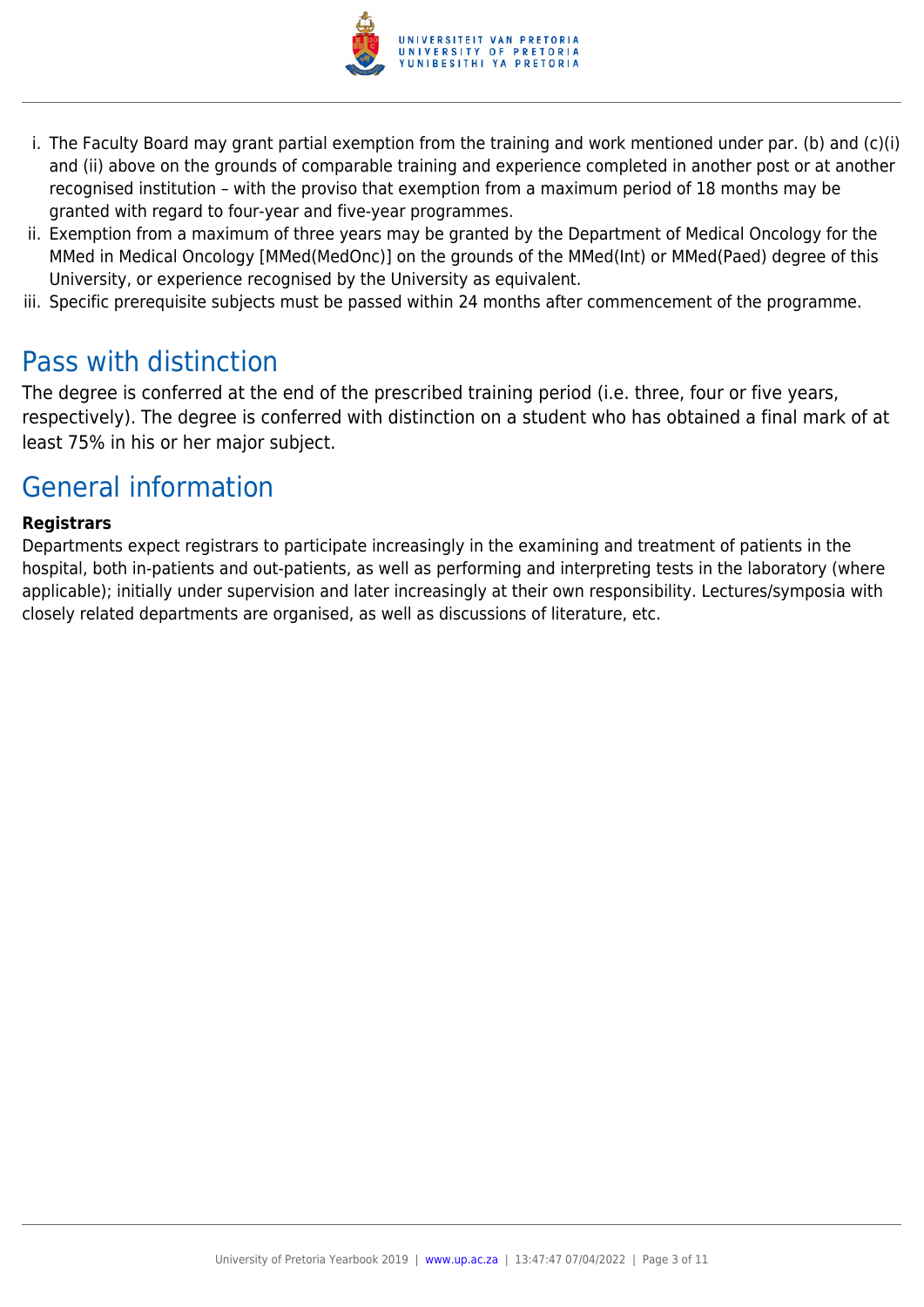i. The Faculty Board may grant partial exemption from the training and work mentioned under par. (b) and (c)(i) and (ii) above on the grounds of comparable training and experience completed in another post or at another recognised institution – with the proviso that exemption from a maximum period of 18 months may be granted with regard to four-year and five-year programmes.
ii. Exemption from a maximum of three years may be granted by the Department of Medical Oncology for the MMed in Medical Oncology [MMed(MedOnc)] on the grounds of the MMed(Int) or MMed(Paed) degree of this University, or experience recognised by the University as equivalent.
iii. Specific prerequisite subjects must be passed within 24 months after commencement of the programme.

## Pass with distinction

The degree is conferred at the end of the prescribed training period (i.e. three, four or five years, respectively). The degree is conferred with distinction on a student who has obtained a final mark of at least 75% in his or her major subject.

## General information

**Registrars**

Departments expect registrars to participate increasingly in the examining and treatment of patients in the hospital, both in-patients and out-patients, as well as performing and interpreting tests in the laboratory (where applicable); initially under supervision and later increasingly at their own responsibility. Lectures/symposia with closely related departments are organised, as well as discussions of literature, etc.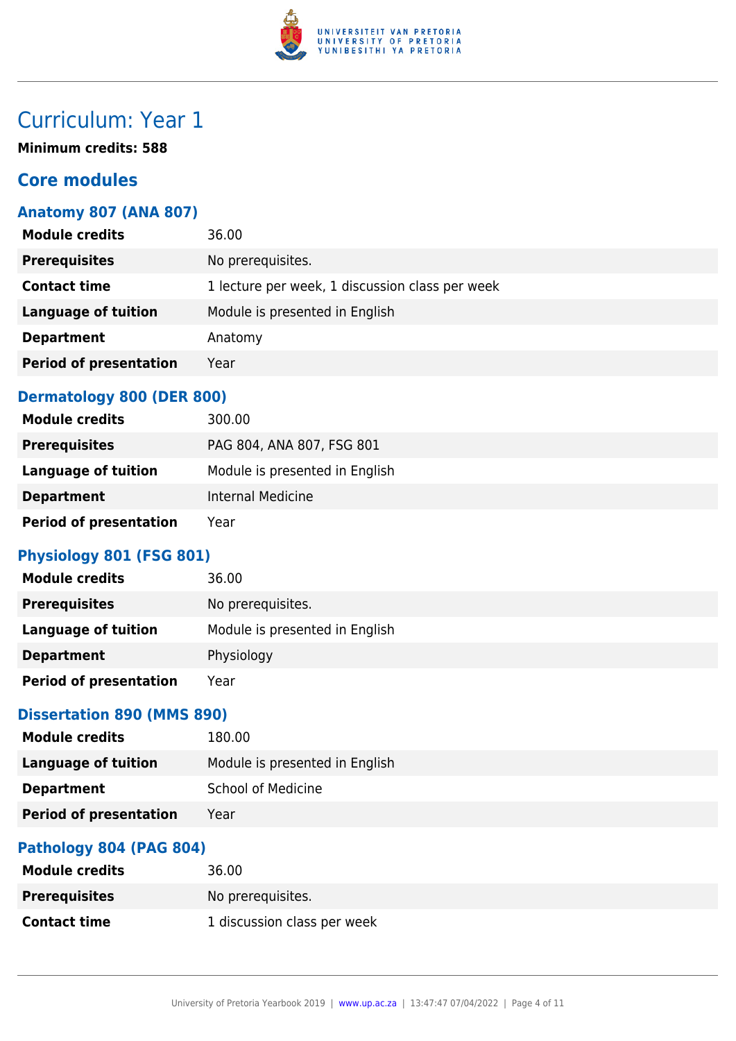# Curriculum: Year 1

**Minimum credits: 588**

## Core modules

### Anatomy 807 (ANA 807)

| | |
|---|---|
| **Module credits** | 36.00 |
| **Prerequisites** | No prerequisites. |
| **Contact time** | 1 lecture per week, 1 discussion class per week |
| **Language of tuition** | Module is presented in English |
| **Department** | Anatomy |
| **Period of presentation** | Year |

### Dermatology 800 (DER 800)

| | |
|---|---|
| **Module credits** | 300.00 |
| **Prerequisites** | PAG 804, ANA 807, FSG 801 |
| **Language of tuition** | Module is presented in English |
| **Department** | Internal Medicine |
| **Period of presentation** | Year |

### Physiology 801 (FSG 801)

| | |
|---|---|
| **Module credits** | 36.00 |
| **Prerequisites** | No prerequisites. |
| **Language of tuition** | Module is presented in English |
| **Department** | Physiology |
| **Period of presentation** | Year |

### Dissertation 890 (MMS 890)

| | |
|---|---|
| **Module credits** | 180.00 |
| **Language of tuition** | Module is presented in English |
| **Department** | School of Medicine |
| **Period of presentation** | Year |

### Pathology 804 (PAG 804)

| | |
|---|---|
| **Module credits** | 36.00 |
| **Prerequisites** | No prerequisites. |
| **Contact time** | 1 discussion class per week |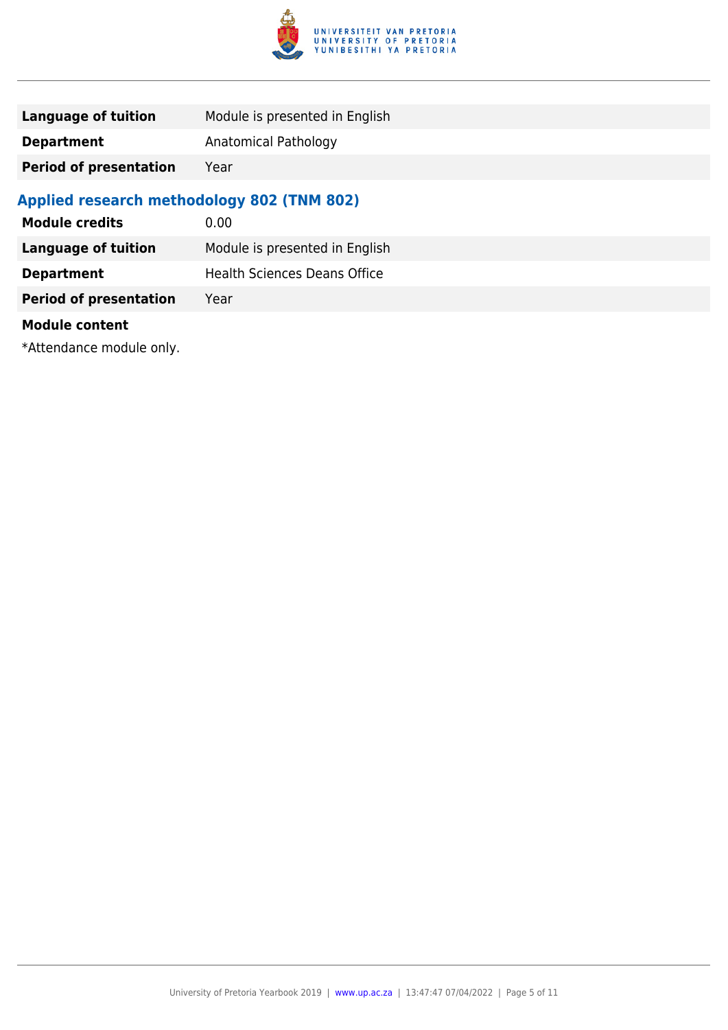| | |
|---|---|
| **Language of tuition** | Module is presented in English |
| **Department** | Anatomical Pathology |
| **Period of presentation** | Year |

### Applied research methodology 802 (TNM 802)

| | |
|---|---|
| **Module credits** | 0.00 |
| **Language of tuition** | Module is presented in English |
| **Department** | Health Sciences Deans Office |
| **Period of presentation** | Year |

**Module content**

*Attendance module only.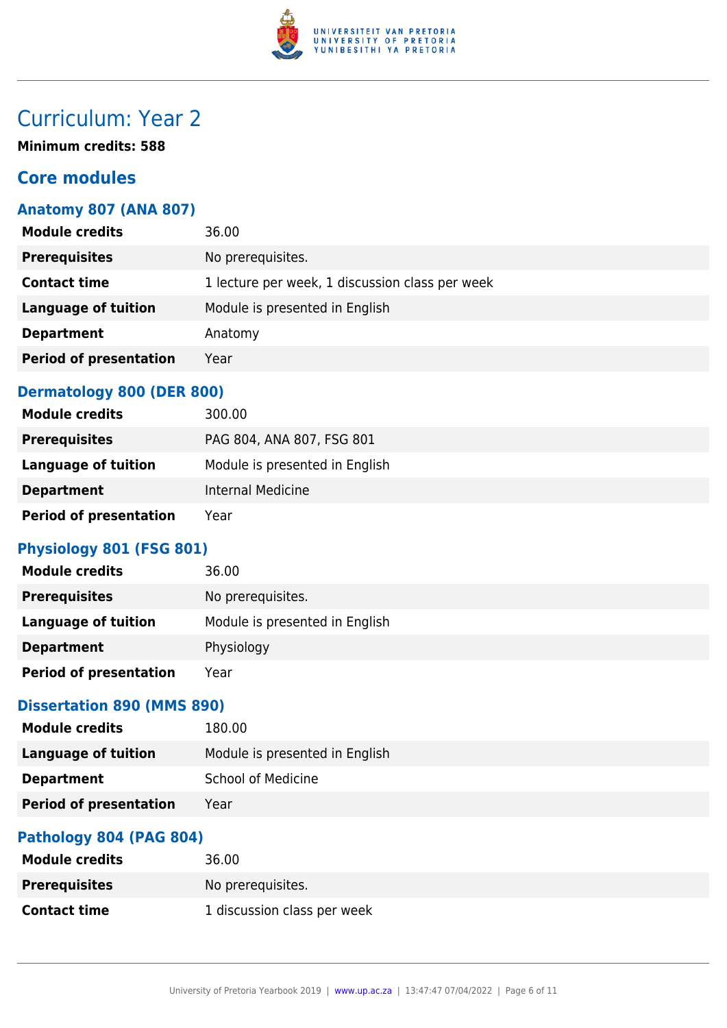# Curriculum: Year 2

**Minimum credits: 588**

## Core modules

### Anatomy 807 (ANA 807)

| | |
|---|---|
| **Module credits** | 36.00 |
| **Prerequisites** | No prerequisites. |
| **Contact time** | 1 lecture per week, 1 discussion class per week |
| **Language of tuition** | Module is presented in English |
| **Department** | Anatomy |
| **Period of presentation** | Year |

### Dermatology 800 (DER 800)

| | |
|---|---|
| **Module credits** | 300.00 |
| **Prerequisites** | PAG 804, ANA 807, FSG 801 |
| **Language of tuition** | Module is presented in English |
| **Department** | Internal Medicine |
| **Period of presentation** | Year |

### Physiology 801 (FSG 801)

| | |
|---|---|
| **Module credits** | 36.00 |
| **Prerequisites** | No prerequisites. |
| **Language of tuition** | Module is presented in English |
| **Department** | Physiology |
| **Period of presentation** | Year |

### Dissertation 890 (MMS 890)

| | |
|---|---|
| **Module credits** | 180.00 |
| **Language of tuition** | Module is presented in English |
| **Department** | School of Medicine |
| **Period of presentation** | Year |

### Pathology 804 (PAG 804)

| | |
|---|---|
| **Module credits** | 36.00 |
| **Prerequisites** | No prerequisites. |
| **Contact time** | 1 discussion class per week |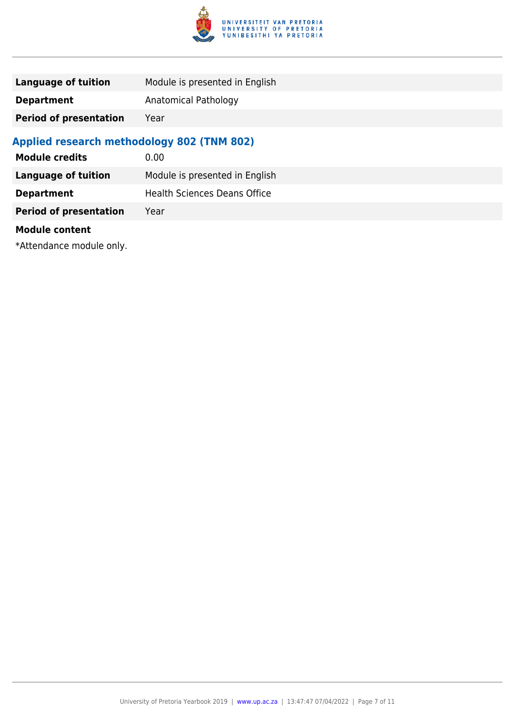| | |
|---|---|
| **Language of tuition** | Module is presented in English |
| **Department** | Anatomical Pathology |
| **Period of presentation** | Year |

### Applied research methodology 802 (TNM 802)

| | |
|---|---|
| **Module credits** | 0.00 |
| **Language of tuition** | Module is presented in English |
| **Department** | Health Sciences Deans Office |
| **Period of presentation** | Year |

**Module content**

*Attendance module only.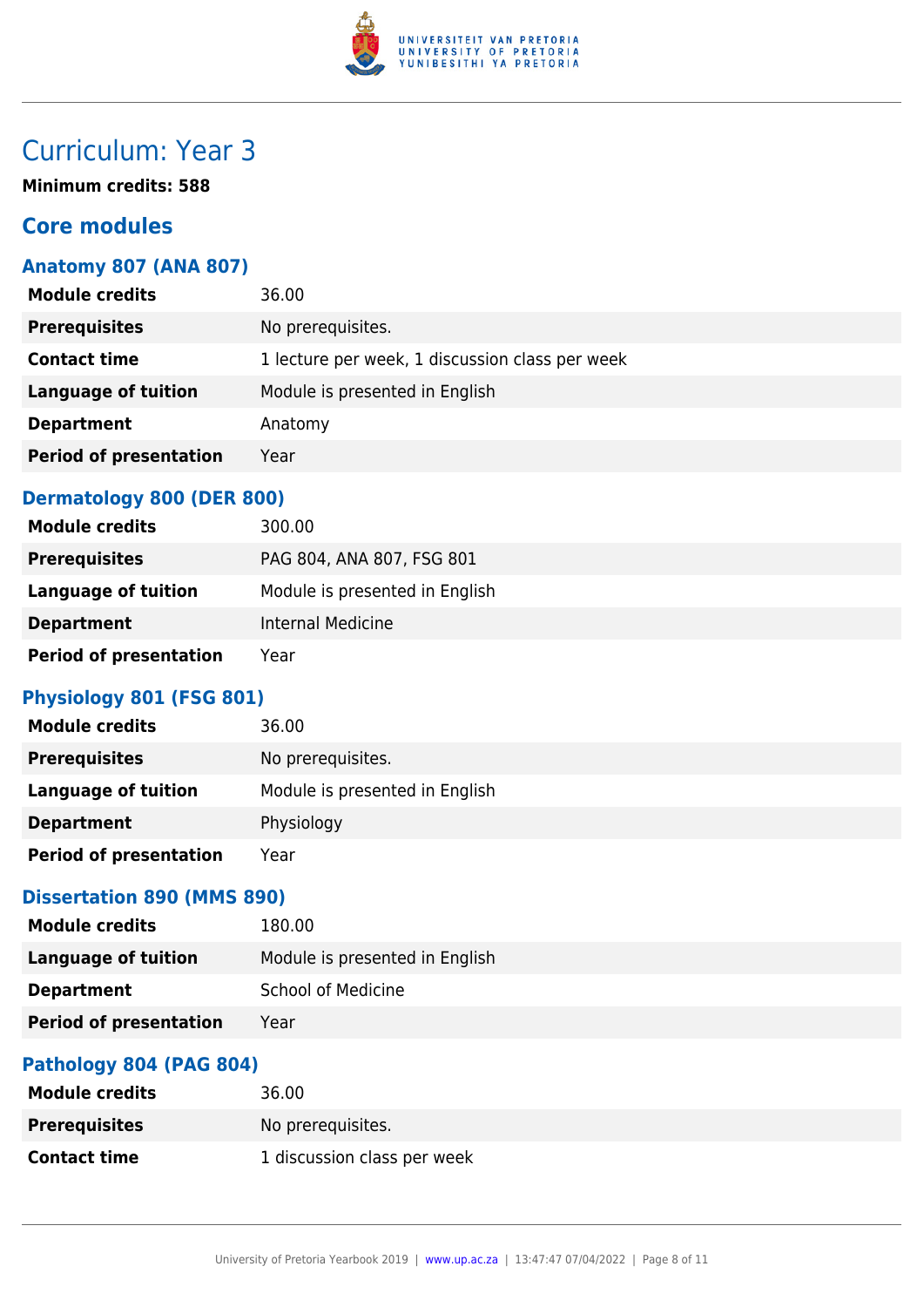# Curriculum: Year 3

**Minimum credits: 588**

## Core modules

### Anatomy 807 (ANA 807)

| | |
|---|---|
| **Module credits** | 36.00 |
| **Prerequisites** | No prerequisites. |
| **Contact time** | 1 lecture per week, 1 discussion class per week |
| **Language of tuition** | Module is presented in English |
| **Department** | Anatomy |
| **Period of presentation** | Year |

### Dermatology 800 (DER 800)

| | |
|---|---|
| **Module credits** | 300.00 |
| **Prerequisites** | PAG 804, ANA 807, FSG 801 |
| **Language of tuition** | Module is presented in English |
| **Department** | Internal Medicine |
| **Period of presentation** | Year |

### Physiology 801 (FSG 801)

| | |
|---|---|
| **Module credits** | 36.00 |
| **Prerequisites** | No prerequisites. |
| **Language of tuition** | Module is presented in English |
| **Department** | Physiology |
| **Period of presentation** | Year |

### Dissertation 890 (MMS 890)

| | |
|---|---|
| **Module credits** | 180.00 |
| **Language of tuition** | Module is presented in English |
| **Department** | School of Medicine |
| **Period of presentation** | Year |

### Pathology 804 (PAG 804)

| | |
|---|---|
| **Module credits** | 36.00 |
| **Prerequisites** | No prerequisites. |
| **Contact time** | 1 discussion class per week |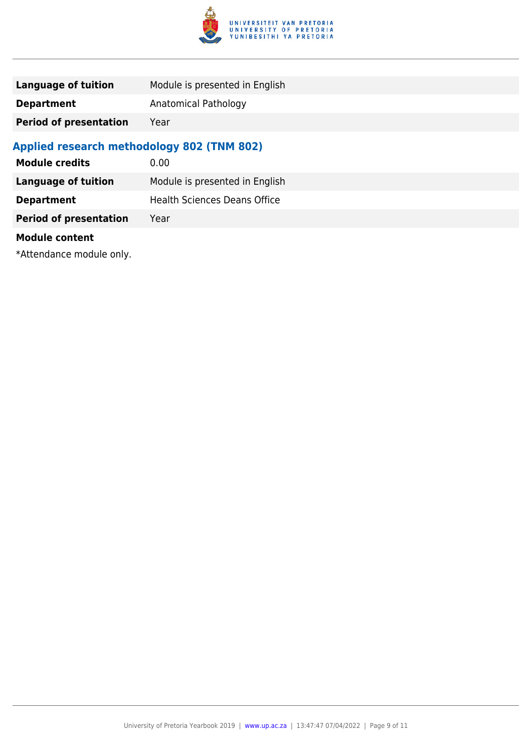| | |
|---|---|
| **Language of tuition** | Module is presented in English |
| **Department** | Anatomical Pathology |
| **Period of presentation** | Year |

### Applied research methodology 802 (TNM 802)

| | |
|---|---|
| **Module credits** | 0.00 |
| **Language of tuition** | Module is presented in English |
| **Department** | Health Sciences Deans Office |
| **Period of presentation** | Year |

**Module content**

*Attendance module only.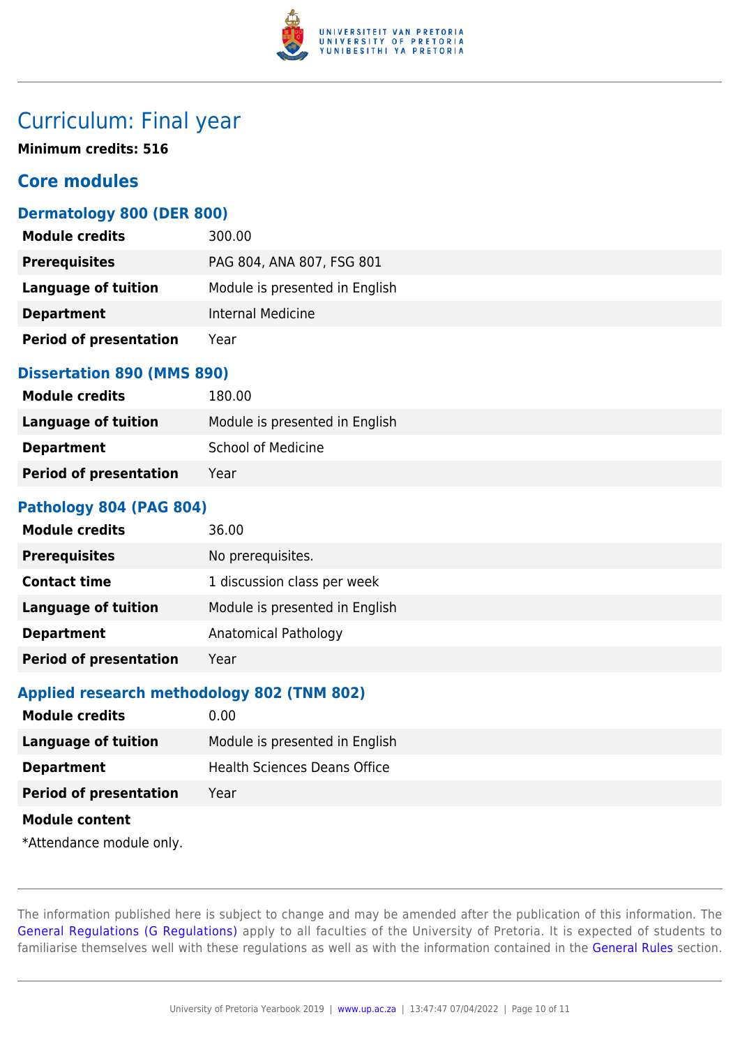# Curriculum: Final year

**Minimum credits: 516**

## Core modules

### Dermatology 800 (DER 800)

| | |
|---|---|
| **Module credits** | 300.00 |
| **Prerequisites** | PAG 804, ANA 807, FSG 801 |
| **Language of tuition** | Module is presented in English |
| **Department** | Internal Medicine |
| **Period of presentation** | Year |

### Dissertation 890 (MMS 890)

| | |
|---|---|
| **Module credits** | 180.00 |
| **Language of tuition** | Module is presented in English |
| **Department** | School of Medicine |
| **Period of presentation** | Year |

### Pathology 804 (PAG 804)

| | |
|---|---|
| **Module credits** | 36.00 |
| **Prerequisites** | No prerequisites. |
| **Contact time** | 1 discussion class per week |
| **Language of tuition** | Module is presented in English |
| **Department** | Anatomical Pathology |
| **Period of presentation** | Year |

### Applied research methodology 802 (TNM 802)

| | |
|---|---|
| **Module credits** | 0.00 |
| **Language of tuition** | Module is presented in English |
| **Department** | Health Sciences Deans Office |
| **Period of presentation** | Year |

**Module content**

*Attendance module only.

The information published here is subject to change and may be amended after the publication of this information. The General Regulations (G Regulations) apply to all faculties of the University of Pretoria. It is expected of students to familiarise themselves well with these regulations as well as with the information contained in the General Rules section.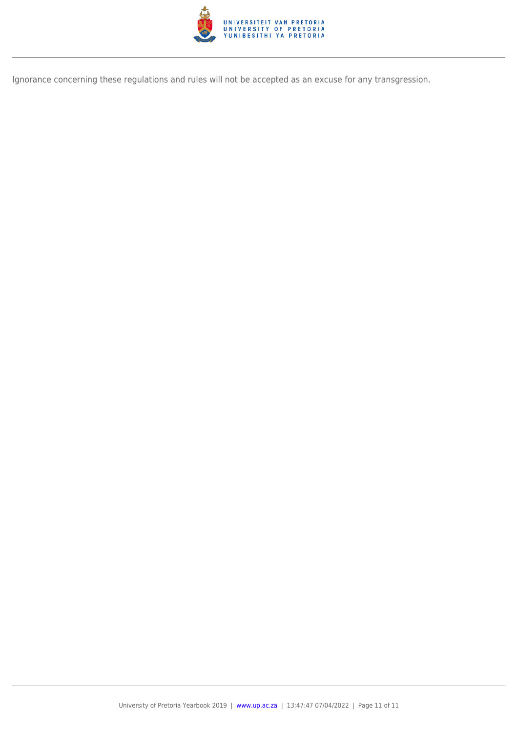Ignorance concerning these regulations and rules will not be accepted as an excuse for any transgression.